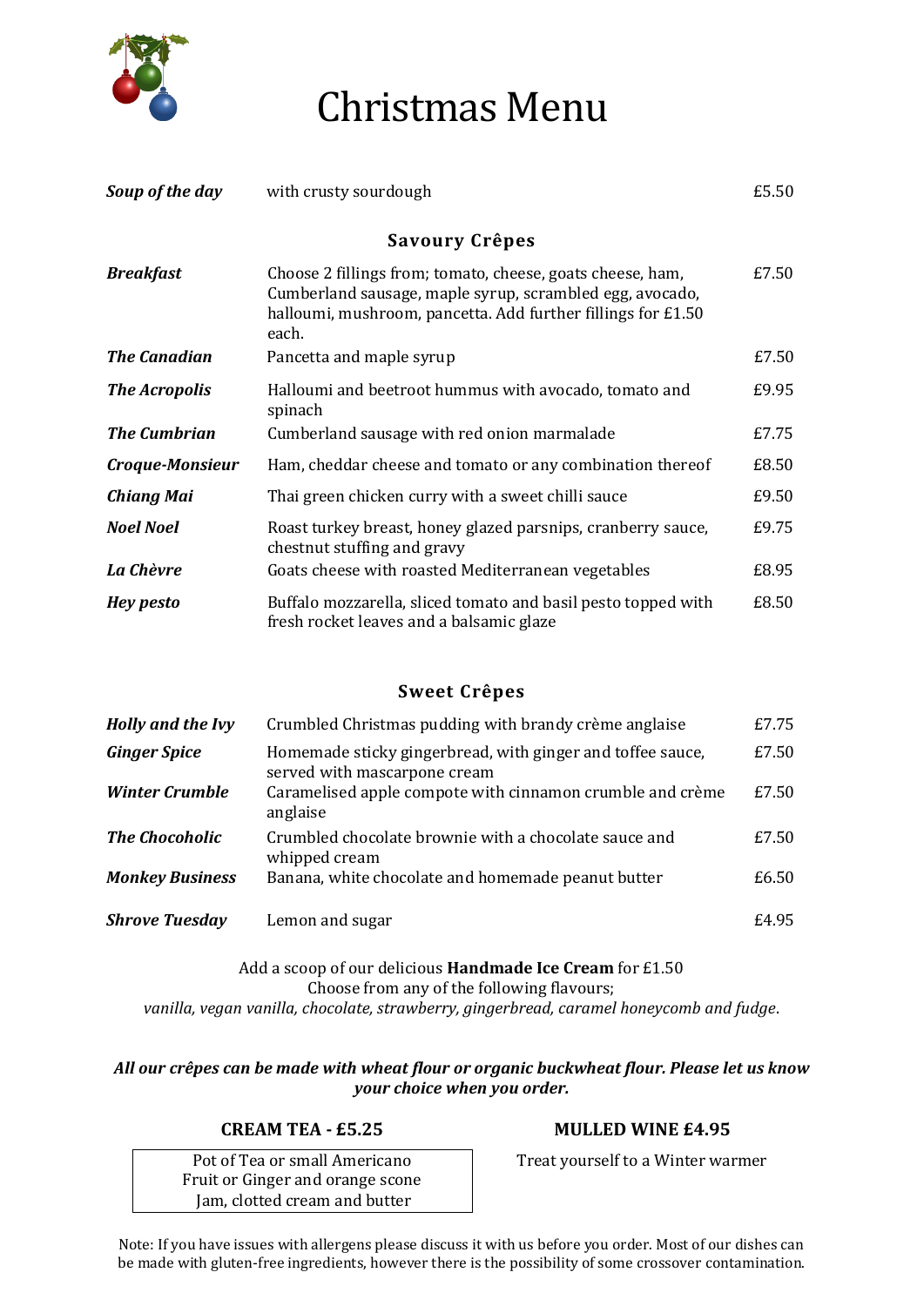# Christmas Menu

| | | |
|---|---|---|
| ***Soup of the day*** | with crusty sourdough | £5.50 |

## Savoury Crêpes

| | | |
|---|---|---|
| ***Breakfast*** | Choose 2 fillings from; tomato, cheese, goats cheese, ham, Cumberland sausage, maple syrup, scrambled egg, avocado, halloumi, mushroom, pancetta. Add further fillings for £1.50 each. | £7.50 |
| ***The Canadian*** | Pancetta and maple syrup | £7.50 |
| ***The Acropolis*** | Halloumi and beetroot hummus with avocado, tomato and spinach | £9.95 |
| ***The Cumbrian*** | Cumberland sausage with red onion marmalade | £7.75 |
| ***Croque-Monsieur*** | Ham, cheddar cheese and tomato or any combination thereof | £8.50 |
| ***Chiang Mai*** | Thai green chicken curry with a sweet chilli sauce | £9.50 |
| ***Noel Noel*** | Roast turkey breast, honey glazed parsnips, cranberry sauce, chestnut stuffing and gravy | £9.75 |
| ***La Chèvre*** | Goats cheese with roasted Mediterranean vegetables | £8.95 |
| ***Hey pesto*** | Buffalo mozzarella, sliced tomato and basil pesto topped with fresh rocket leaves and a balsamic glaze | £8.50 |

## Sweet Crêpes

| | | |
|---|---|---|
| ***Holly and the Ivy*** | Crumbled Christmas pudding with brandy crème anglaise | £7.75 |
| ***Ginger Spice*** | Homemade sticky gingerbread, with ginger and toffee sauce, served with mascarpone cream | £7.50 |
| ***Winter Crumble*** | Caramelised apple compote with cinnamon crumble and crème anglaise | £7.50 |
| ***The Chocoholic*** | Crumbled chocolate brownie with a chocolate sauce and whipped cream | £7.50 |
| ***Monkey Business*** | Banana, white chocolate and homemade peanut butter | £6.50 |
| ***Shrove Tuesday*** | Lemon and sugar | £4.95 |

Add a scoop of our delicious **Handmade Ice Cream** for £1.50
Choose from any of the following flavours;
*vanilla, vegan vanilla, chocolate, strawberry, gingerbread, caramel honeycomb and fudge*.

***All our crêpes can be made with wheat flour or organic buckwheat flour. Please let us know your choice when you order.***

**CREAM TEA - £5.25**

Pot of Tea or small Americano
Fruit or Ginger and orange scone
Jam, clotted cream and butter

**MULLED WINE £4.95**

Treat yourself to a Winter warmer

Note: If you have issues with allergens please discuss it with us before you order. Most of our dishes can be made with gluten-free ingredients, however there is the possibility of some crossover contamination.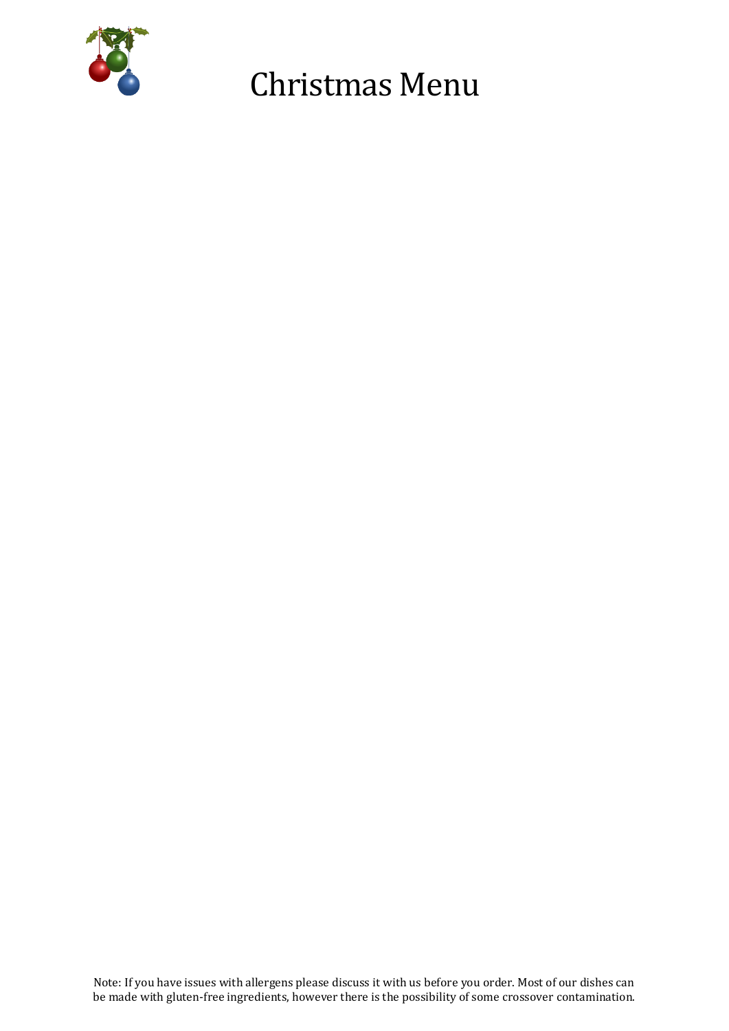# Christmas Menu

Note: If you have issues with allergens please discuss it with us before you order. Most of our dishes can be made with gluten-free ingredients, however there is the possibility of some crossover contamination.